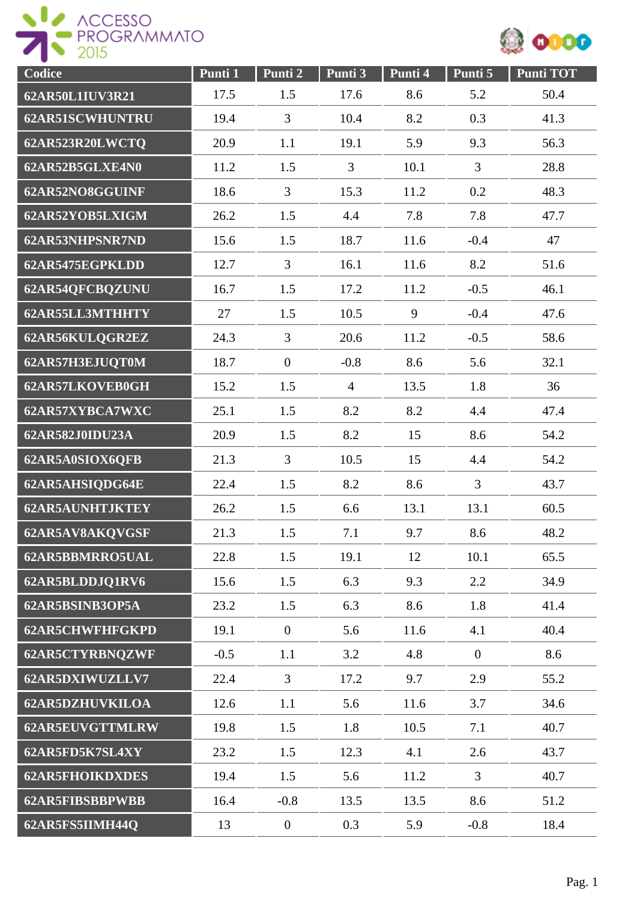ACCESSO PROGRAMMATO 2015

| Codice | Punti 1 | Punti 2 | Punti 3 | Punti 4 | Punti 5 | Punti TOT |
|---|---|---|---|---|---|---|
| 62AR50L1IUV3R21 | 17.5 | 1.5 | 17.6 | 8.6 | 5.2 | 50.4 |
| 62AR51SCWHUNTRU | 19.4 | 3 | 10.4 | 8.2 | 0.3 | 41.3 |
| 62AR523R20LWCTQ | 20.9 | 1.1 | 19.1 | 5.9 | 9.3 | 56.3 |
| 62AR52B5GLXE4N0 | 11.2 | 1.5 | 3 | 10.1 | 3 | 28.8 |
| 62AR52NO8GGUINF | 18.6 | 3 | 15.3 | 11.2 | 0.2 | 48.3 |
| 62AR52YOB5LXIGM | 26.2 | 1.5 | 4.4 | 7.8 | 7.8 | 47.7 |
| 62AR53NHPSNR7ND | 15.6 | 1.5 | 18.7 | 11.6 | -0.4 | 47 |
| 62AR5475EGPKLDD | 12.7 | 3 | 16.1 | 11.6 | 8.2 | 51.6 |
| 62AR54QFCBQZUNU | 16.7 | 1.5 | 17.2 | 11.2 | -0.5 | 46.1 |
| 62AR55LL3MTHHTY | 27 | 1.5 | 10.5 | 9 | -0.4 | 47.6 |
| 62AR56KULQGR2EZ | 24.3 | 3 | 20.6 | 11.2 | -0.5 | 58.6 |
| 62AR57H3EJUQT0M | 18.7 | 0 | -0.8 | 8.6 | 5.6 | 32.1 |
| 62AR57LKOVEB0GH | 15.2 | 1.5 | 4 | 13.5 | 1.8 | 36 |
| 62AR57XYBCA7WXC | 25.1 | 1.5 | 8.2 | 8.2 | 4.4 | 47.4 |
| 62AR582J0IDU23A | 20.9 | 1.5 | 8.2 | 15 | 8.6 | 54.2 |
| 62AR5A0SIOX6QFB | 21.3 | 3 | 10.5 | 15 | 4.4 | 54.2 |
| 62AR5AHSIQDG64E | 22.4 | 1.5 | 8.2 | 8.6 | 3 | 43.7 |
| 62AR5AUNHTJKTEY | 26.2 | 1.5 | 6.6 | 13.1 | 13.1 | 60.5 |
| 62AR5AV8AKQVGSF | 21.3 | 1.5 | 7.1 | 9.7 | 8.6 | 48.2 |
| 62AR5BBMRRO5UAL | 22.8 | 1.5 | 19.1 | 12 | 10.1 | 65.5 |
| 62AR5BLDDJQ1RV6 | 15.6 | 1.5 | 6.3 | 9.3 | 2.2 | 34.9 |
| 62AR5BSINB3OP5A | 23.2 | 1.5 | 6.3 | 8.6 | 1.8 | 41.4 |
| 62AR5CHWFHFGKPD | 19.1 | 0 | 5.6 | 11.6 | 4.1 | 40.4 |
| 62AR5CTYRBNQZWF | -0.5 | 1.1 | 3.2 | 4.8 | 0 | 8.6 |
| 62AR5DXIWUZLLV7 | 22.4 | 3 | 17.2 | 9.7 | 2.9 | 55.2 |
| 62AR5DZHUVKILOA | 12.6 | 1.1 | 5.6 | 11.6 | 3.7 | 34.6 |
| 62AR5EUVGTTMLRW | 19.8 | 1.5 | 1.8 | 10.5 | 7.1 | 40.7 |
| 62AR5FD5K7SL4XY | 23.2 | 1.5 | 12.3 | 4.1 | 2.6 | 43.7 |
| 62AR5FHOIKDXDES | 19.4 | 1.5 | 5.6 | 11.2 | 3 | 40.7 |
| 62AR5FIBSBBPWBB | 16.4 | -0.8 | 13.5 | 13.5 | 8.6 | 51.2 |
| 62AR5FS5IIMH44Q | 13 | 0 | 0.3 | 5.9 | -0.8 | 18.4 |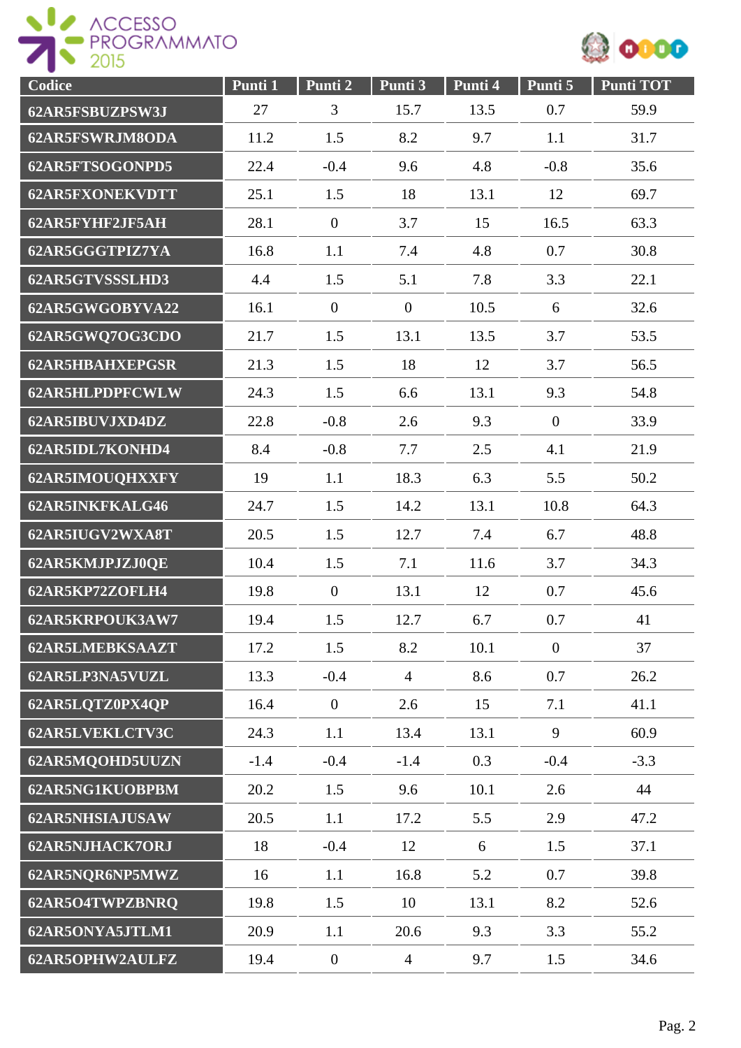| Codice | Punti 1 | Punti 2 | Punti 3 | Punti 4 | Punti 5 | Punti TOT |
|---|---|---|---|---|---|---|
| 62AR5FSBUZPSW3J | 27 | 3 | 15.7 | 13.5 | 0.7 | 59.9 |
| 62AR5FSWRJM8ODA | 11.2 | 1.5 | 8.2 | 9.7 | 1.1 | 31.7 |
| 62AR5FTSOGONPD5 | 22.4 | -0.4 | 9.6 | 4.8 | -0.8 | 35.6 |
| 62AR5FXONEKVDTT | 25.1 | 1.5 | 18 | 13.1 | 12 | 69.7 |
| 62AR5FYHF2JF5AH | 28.1 | 0 | 3.7 | 15 | 16.5 | 63.3 |
| 62AR5GGGTPIZ7YA | 16.8 | 1.1 | 7.4 | 4.8 | 0.7 | 30.8 |
| 62AR5GTVSSSLHD3 | 4.4 | 1.5 | 5.1 | 7.8 | 3.3 | 22.1 |
| 62AR5GWGOBYVA22 | 16.1 | 0 | 0 | 10.5 | 6 | 32.6 |
| 62AR5GWQ7OG3CDO | 21.7 | 1.5 | 13.1 | 13.5 | 3.7 | 53.5 |
| 62AR5HBAHXEPGSR | 21.3 | 1.5 | 18 | 12 | 3.7 | 56.5 |
| 62AR5HLPDPFCWLW | 24.3 | 1.5 | 6.6 | 13.1 | 9.3 | 54.8 |
| 62AR5IBUVJXD4DZ | 22.8 | -0.8 | 2.6 | 9.3 | 0 | 33.9 |
| 62AR5IDL7KONHD4 | 8.4 | -0.8 | 7.7 | 2.5 | 4.1 | 21.9 |
| 62AR5IMOUQHXXFY | 19 | 1.1 | 18.3 | 6.3 | 5.5 | 50.2 |
| 62AR5INKFKALG46 | 24.7 | 1.5 | 14.2 | 13.1 | 10.8 | 64.3 |
| 62AR5IUGV2WXA8T | 20.5 | 1.5 | 12.7 | 7.4 | 6.7 | 48.8 |
| 62AR5KMJPJZJ0QE | 10.4 | 1.5 | 7.1 | 11.6 | 3.7 | 34.3 |
| 62AR5KP72ZOFLH4 | 19.8 | 0 | 13.1 | 12 | 0.7 | 45.6 |
| 62AR5KRPOUK3AW7 | 19.4 | 1.5 | 12.7 | 6.7 | 0.7 | 41 |
| 62AR5LMEBKSAAZT | 17.2 | 1.5 | 8.2 | 10.1 | 0 | 37 |
| 62AR5LP3NA5VUZL | 13.3 | -0.4 | 4 | 8.6 | 0.7 | 26.2 |
| 62AR5LQTZ0PX4QP | 16.4 | 0 | 2.6 | 15 | 7.1 | 41.1 |
| 62AR5LVEKLCTV3C | 24.3 | 1.1 | 13.4 | 13.1 | 9 | 60.9 |
| 62AR5MQOHD5UUZN | -1.4 | -0.4 | -1.4 | 0.3 | -0.4 | -3.3 |
| 62AR5NG1KUOBPBM | 20.2 | 1.5 | 9.6 | 10.1 | 2.6 | 44 |
| 62AR5NHSIAJUSAW | 20.5 | 1.1 | 17.2 | 5.5 | 2.9 | 47.2 |
| 62AR5NJHACK7ORJ | 18 | -0.4 | 12 | 6 | 1.5 | 37.1 |
| 62AR5NQR6NP5MWZ | 16 | 1.1 | 16.8 | 5.2 | 0.7 | 39.8 |
| 62AR5O4TWPZBNRQ | 19.8 | 1.5 | 10 | 13.1 | 8.2 | 52.6 |
| 62AR5ONYA5JTLM1 | 20.9 | 1.1 | 20.6 | 9.3 | 3.3 | 55.2 |
| 62AR5OPHW2AULFZ | 19.4 | 0 | 4 | 9.7 | 1.5 | 34.6 |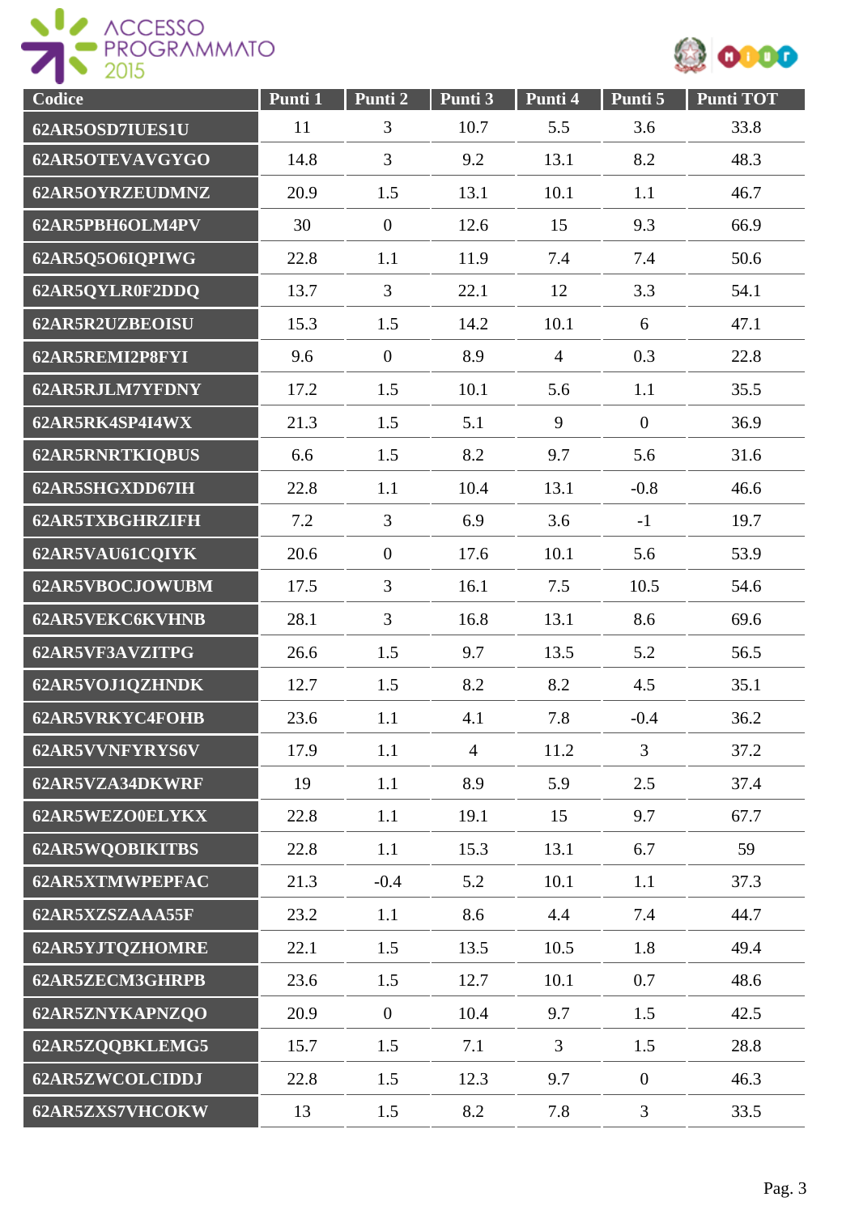| Codice | Punti 1 | Punti 2 | Punti 3 | Punti 4 | Punti 5 | Punti TOT |
|---|---|---|---|---|---|---|
| 62AR5OSD7IUES1U | 11 | 3 | 10.7 | 5.5 | 3.6 | 33.8 |
| 62AR5OTEVAVGYGO | 14.8 | 3 | 9.2 | 13.1 | 8.2 | 48.3 |
| 62AR5OYRZEUDMNZ | 20.9 | 1.5 | 13.1 | 10.1 | 1.1 | 46.7 |
| 62AR5PBH6OLM4PV | 30 | 0 | 12.6 | 15 | 9.3 | 66.9 |
| 62AR5Q5O6IQPIWG | 22.8 | 1.1 | 11.9 | 7.4 | 7.4 | 50.6 |
| 62AR5QYLR0F2DDQ | 13.7 | 3 | 22.1 | 12 | 3.3 | 54.1 |
| 62AR5R2UZBEOISU | 15.3 | 1.5 | 14.2 | 10.1 | 6 | 47.1 |
| 62AR5REMI2P8FYI | 9.6 | 0 | 8.9 | 4 | 0.3 | 22.8 |
| 62AR5RJLM7YFDNY | 17.2 | 1.5 | 10.1 | 5.6 | 1.1 | 35.5 |
| 62AR5RK4SP4I4WX | 21.3 | 1.5 | 5.1 | 9 | 0 | 36.9 |
| 62AR5RNRTKIQBUS | 6.6 | 1.5 | 8.2 | 9.7 | 5.6 | 31.6 |
| 62AR5SHGXDD67IH | 22.8 | 1.1 | 10.4 | 13.1 | -0.8 | 46.6 |
| 62AR5TXBGHRZIFH | 7.2 | 3 | 6.9 | 3.6 | -1 | 19.7 |
| 62AR5VAU61CQIYK | 20.6 | 0 | 17.6 | 10.1 | 5.6 | 53.9 |
| 62AR5VBOCJOWUBM | 17.5 | 3 | 16.1 | 7.5 | 10.5 | 54.6 |
| 62AR5VEKC6KVHNB | 28.1 | 3 | 16.8 | 13.1 | 8.6 | 69.6 |
| 62AR5VF3AVZITPG | 26.6 | 1.5 | 9.7 | 13.5 | 5.2 | 56.5 |
| 62AR5VOJ1QZHNDK | 12.7 | 1.5 | 8.2 | 8.2 | 4.5 | 35.1 |
| 62AR5VRKYC4FOHB | 23.6 | 1.1 | 4.1 | 7.8 | -0.4 | 36.2 |
| 62AR5VVNFYRYS6V | 17.9 | 1.1 | 4 | 11.2 | 3 | 37.2 |
| 62AR5VZA34DKWRF | 19 | 1.1 | 8.9 | 5.9 | 2.5 | 37.4 |
| 62AR5WEZO0ELYKX | 22.8 | 1.1 | 19.1 | 15 | 9.7 | 67.7 |
| 62AR5WQOBIKITBS | 22.8 | 1.1 | 15.3 | 13.1 | 6.7 | 59 |
| 62AR5XTMWPEPFAC | 21.3 | -0.4 | 5.2 | 10.1 | 1.1 | 37.3 |
| 62AR5XZSZAAA55F | 23.2 | 1.1 | 8.6 | 4.4 | 7.4 | 44.7 |
| 62AR5YJTQZHOMRE | 22.1 | 1.5 | 13.5 | 10.5 | 1.8 | 49.4 |
| 62AR5ZECM3GHRPB | 23.6 | 1.5 | 12.7 | 10.1 | 0.7 | 48.6 |
| 62AR5ZNYKAPNZQO | 20.9 | 0 | 10.4 | 9.7 | 1.5 | 42.5 |
| 62AR5ZQQBKLEMG5 | 15.7 | 1.5 | 7.1 | 3 | 1.5 | 28.8 |
| 62AR5ZWCOLCIDDJ | 22.8 | 1.5 | 12.3 | 9.7 | 0 | 46.3 |
| 62AR5ZXS7VHCOKW | 13 | 1.5 | 8.2 | 7.8 | 3 | 33.5 |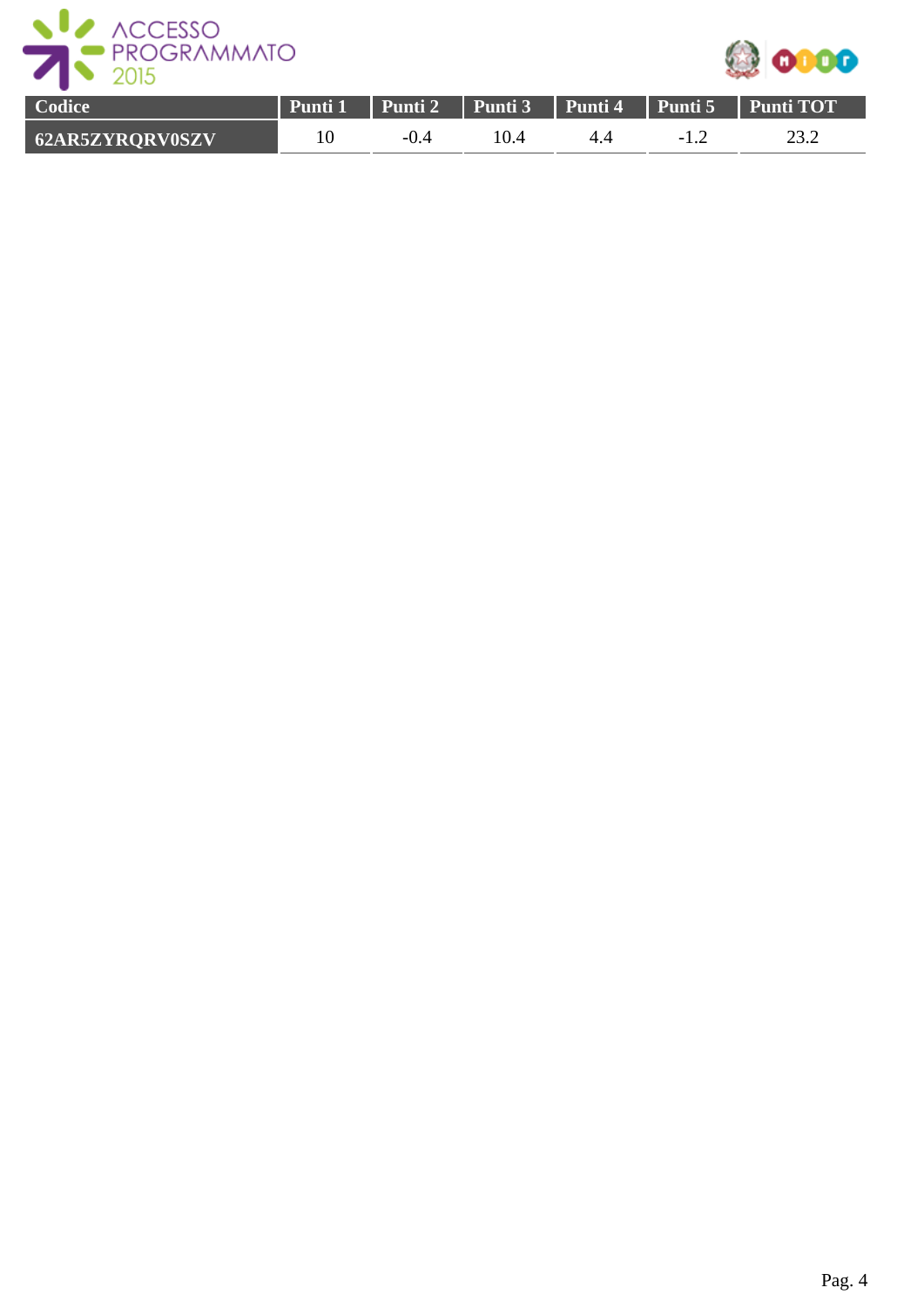| Codice | Punti 1 | Punti 2 | Punti 3 | Punti 4 | Punti 5 | Punti TOT |
|---|---|---|---|---|---|---|
| **62AR5ZYRQRV0SZV** | 10 | -0.4 | 10.4 | 4.4 | -1.2 | 23.2 |